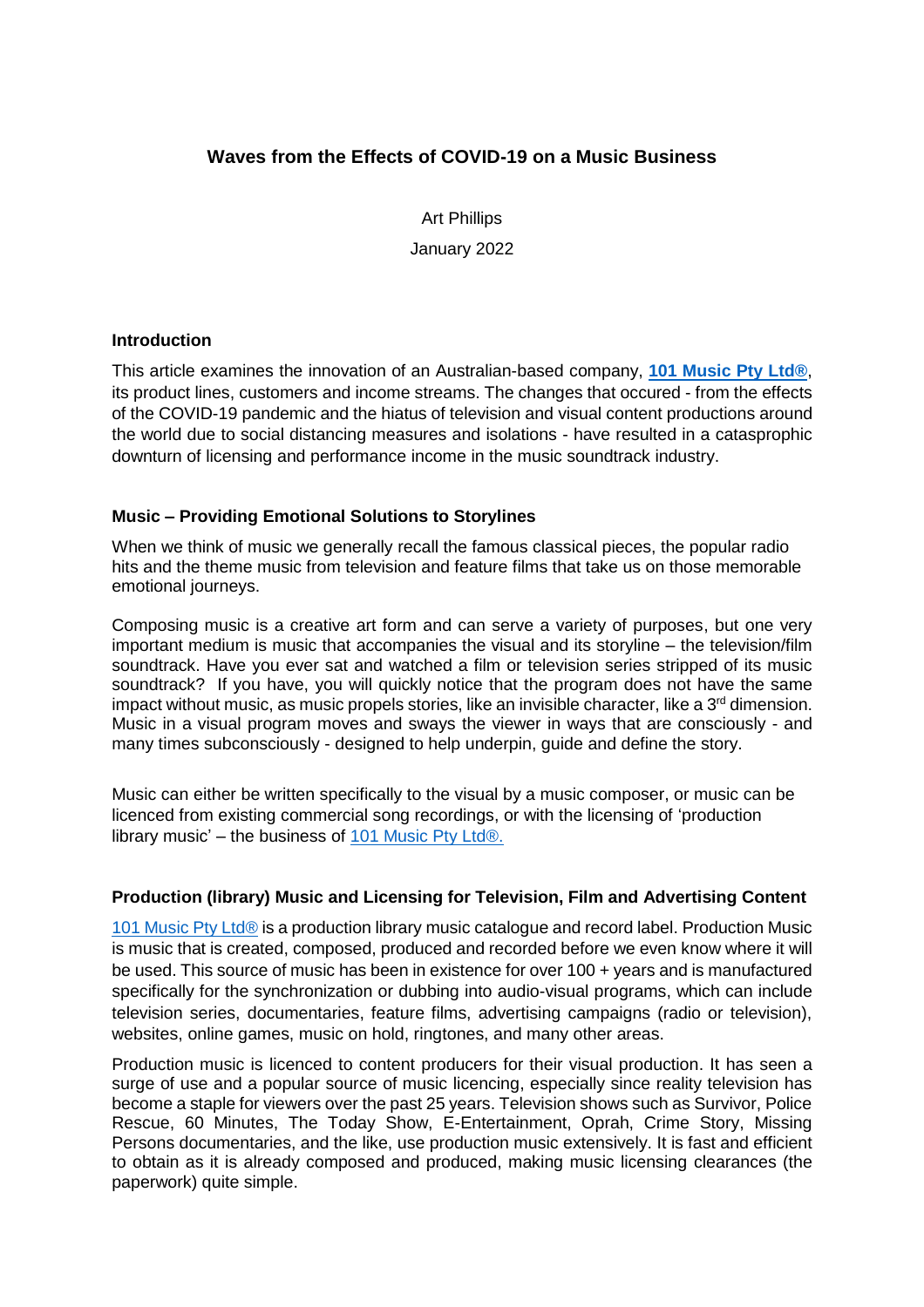# Waves from the Effects of COVID-19 on a Music Business

Art Phillips

January 2022

## Introduction

This article examines the innovation of an Australian-based company, **101 Music Pty Ltd®**, its product lines, customers and income streams. The changes that occured - from the effects of the COVID-19 pandemic and the hiatus of television and visual content productions around the world due to social distancing measures and isolations - have resulted in a catasprophic downturn of licensing and performance income in the music soundtrack industry.

## Music – Providing Emotional Solutions to Storylines

When we think of music we generally recall the famous classical pieces, the popular radio hits and the theme music from television and feature films that take us on those memorable emotional journeys.

Composing music is a creative art form and can serve a variety of purposes, but one very important medium is music that accompanies the visual and its storyline – the television/film soundtrack. Have you ever sat and watched a film or television series stripped of its music soundtrack? If you have, you will quickly notice that the program does not have the same impact without music, as music propels stories, like an invisible character, like a 3rd dimension. Music in a visual program moves and sways the viewer in ways that are consciously - and many times subconsciously - designed to help underpin, guide and define the story.

Music can either be written specifically to the visual by a music composer, or music can be licenced from existing commercial song recordings, or with the licensing of 'production library music' – the business of 101 Music Pty Ltd®.

## Production (library) Music and Licensing for Television, Film and Advertising Content

101 Music Pty Ltd® is a production library music catalogue and record label. Production Music is music that is created, composed, produced and recorded before we even know where it will be used. This source of music has been in existence for over 100 + years and is manufactured specifically for the synchronization or dubbing into audio-visual programs, which can include television series, documentaries, feature films, advertising campaigns (radio or television), websites, online games, music on hold, ringtones, and many other areas.

Production music is licenced to content producers for their visual production. It has seen a surge of use and a popular source of music licencing, especially since reality television has become a staple for viewers over the past 25 years. Television shows such as Survivor, Police Rescue, 60 Minutes, The Today Show, E-Entertainment, Oprah, Crime Story, Missing Persons documentaries, and the like, use production music extensively. It is fast and efficient to obtain as it is already composed and produced, making music licensing clearances (the paperwork) quite simple.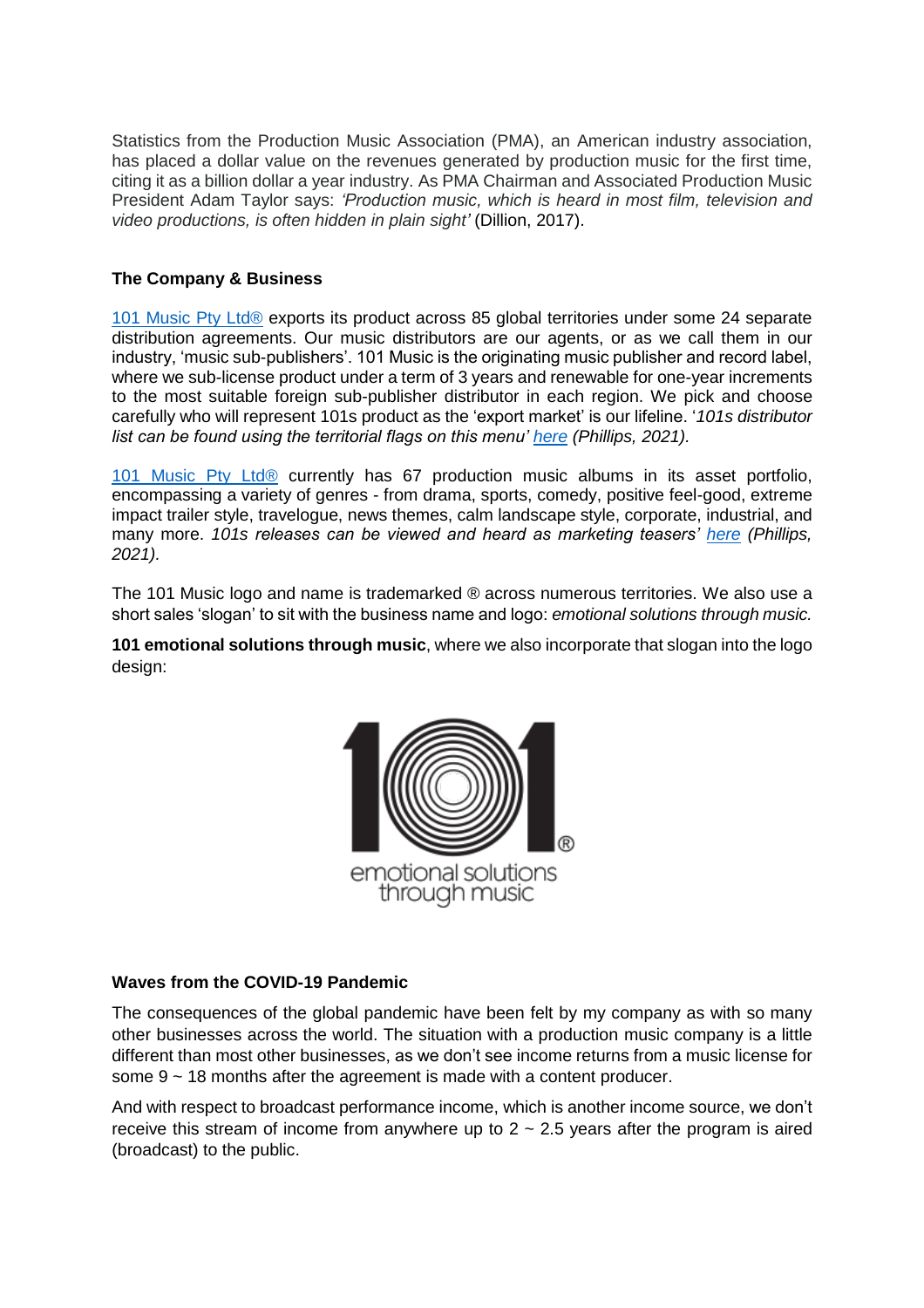Statistics from the Production Music Association (PMA), an American industry association, has placed a dollar value on the revenues generated by production music for the first time, citing it as a billion dollar a year industry. As PMA Chairman and Associated Production Music President Adam Taylor says: *'Production music, which is heard in most film, television and video productions, is often hidden in plain sight'* (Dillion, 2017).

## The Company & Business

101 Music Pty Ltd® exports its product across 85 global territories under some 24 separate distribution agreements. Our music distributors are our agents, or as we call them in our industry, 'music sub-publishers'. 101 Music is the originating music publisher and record label, where we sub-license product under a term of 3 years and renewable for one-year increments to the most suitable foreign sub-publisher distributor in each region. We pick and choose carefully who will represent 101s product as the 'export market' is our lifeline. *'101s distributor list can be found using the territorial flags on this menu' here (Phillips, 2021).*

101 Music Pty Ltd® currently has 67 production music albums in its asset portfolio, encompassing a variety of genres - from drama, sports, comedy, positive feel-good, extreme impact trailer style, travelogue, news themes, calm landscape style, corporate, industrial, and many more. *101s releases can be viewed and heard as marketing teasers' here (Phillips, 2021).*

The 101 Music logo and name is trademarked ® across numerous territories. We also use a short sales 'slogan' to sit with the business name and logo: *emotional solutions through music.*

**101 emotional solutions through music**, where we also incorporate that slogan into the logo design:

101®
emotional solutions
through music

## Waves from the COVID-19 Pandemic

The consequences of the global pandemic have been felt by my company as with so many other businesses across the world. The situation with a production music company is a little different than most other businesses, as we don't see income returns from a music license for some 9 ~ 18 months after the agreement is made with a content producer.

And with respect to broadcast performance income, which is another income source, we don't receive this stream of income from anywhere up to 2 ~ 2.5 years after the program is aired (broadcast) to the public.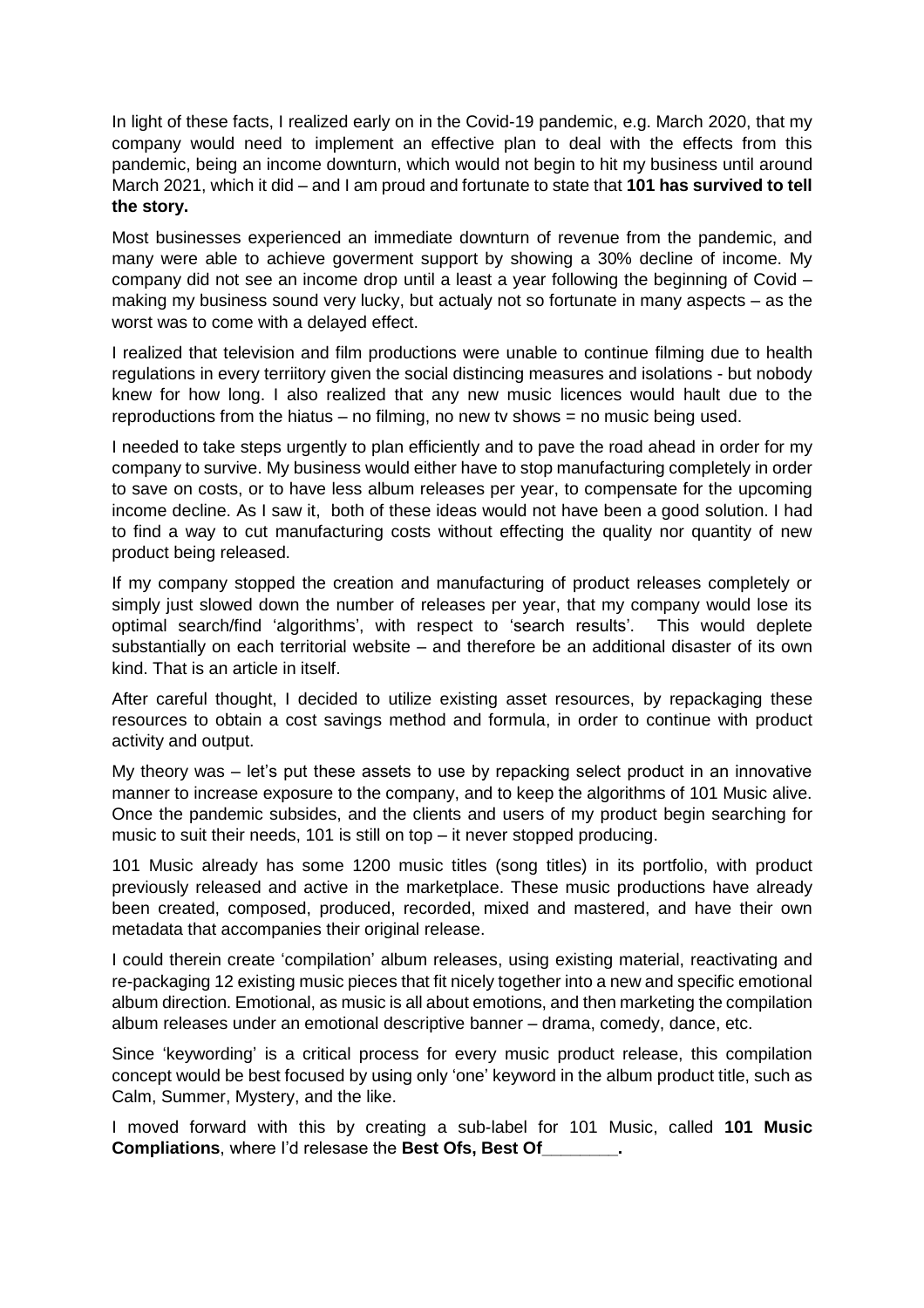In light of these facts, I realized early on in the Covid-19 pandemic, e.g. March 2020, that my company would need to implement an effective plan to deal with the effects from this pandemic, being an income downturn, which would not begin to hit my business until around March 2021, which it did – and I am proud and fortunate to state that **101 has survived to tell the story.**

Most businesses experienced an immediate downturn of revenue from the pandemic, and many were able to achieve goverment support by showing a 30% decline of income. My company did not see an income drop until a least a year following the beginning of Covid – making my business sound very lucky, but actualy not so fortunate in many aspects – as the worst was to come with a delayed effect.

I realized that television and film productions were unable to continue filming due to health regulations in every terriitory given the social distincing measures and isolations - but nobody knew for how long. I also realized that any new music licences would hault due to the reproductions from the hiatus – no filming, no new tv shows = no music being used.

I needed to take steps urgently to plan efficiently and to pave the road ahead in order for my company to survive. My business would either have to stop manufacturing completely in order to save on costs, or to have less album releases per year, to compensate for the upcoming income decline. As I saw it, both of these ideas would not have been a good solution. I had to find a way to cut manufacturing costs without effecting the quality nor quantity of new product being released.

If my company stopped the creation and manufacturing of product releases completely or simply just slowed down the number of releases per year, that my company would lose its optimal search/find 'algorithms', with respect to 'search results'. This would deplete substantially on each territorial website – and therefore be an additional disaster of its own kind. That is an article in itself.

After careful thought, I decided to utilize existing asset resources, by repackaging these resources to obtain a cost savings method and formula, in order to continue with product activity and output.

My theory was – let's put these assets to use by repacking select product in an innovative manner to increase exposure to the company, and to keep the algorithms of 101 Music alive. Once the pandemic subsides, and the clients and users of my product begin searching for music to suit their needs, 101 is still on top – it never stopped producing.

101 Music already has some 1200 music titles (song titles) in its portfolio, with product previously released and active in the marketplace. These music productions have already been created, composed, produced, recorded, mixed and mastered, and have their own metadata that accompanies their original release.

I could therein create 'compilation' album releases, using existing material, reactivating and re-packaging 12 existing music pieces that fit nicely together into a new and specific emotional album direction. Emotional, as music is all about emotions, and then marketing the compilation album releases under an emotional descriptive banner – drama, comedy, dance, etc.

Since 'keywording' is a critical process for every music product release, this compilation concept would be best focused by using only 'one' keyword in the album product title, such as Calm, Summer, Mystery, and the like.

I moved forward with this by creating a sub-label for 101 Music, called **101 Music Compliations**, where I'd relesase the **Best Ofs, Best Of________.**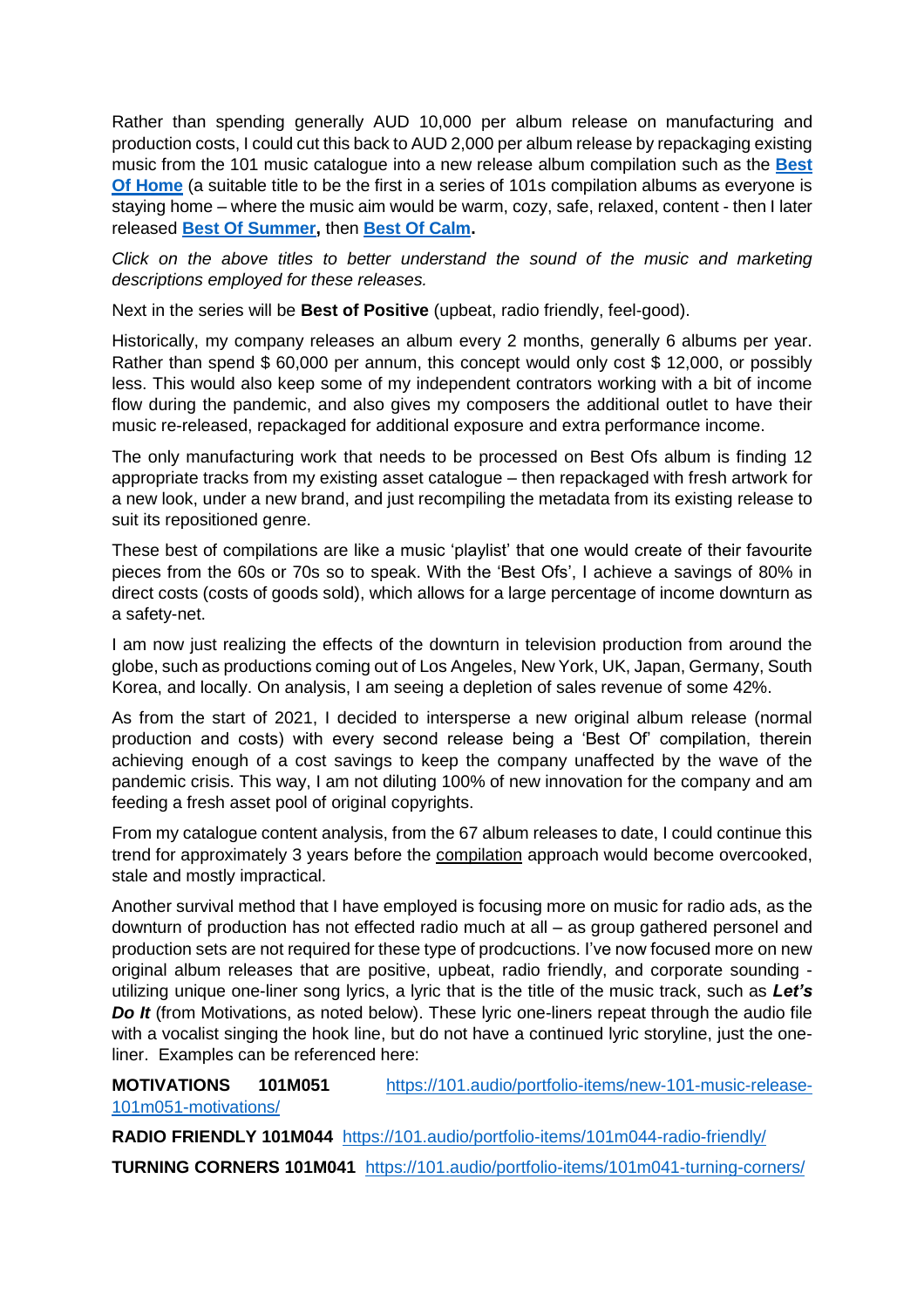Rather than spending generally AUD 10,000 per album release on manufacturing and production costs, I could cut this back to AUD 2,000 per album release by repackaging existing music from the 101 music catalogue into a new release album compilation such as the **Best Of Home** (a suitable title to be the first in a series of 101s compilation albums as everyone is staying home – where the music aim would be warm, cozy, safe, relaxed, content - then I later released **Best Of Summer,** then **Best Of Calm.**

*Click on the above titles to better understand the sound of the music and marketing descriptions employed for these releases.*

Next in the series will be **Best of Positive** (upbeat, radio friendly, feel-good).

Historically, my company releases an album every 2 months, generally 6 albums per year. Rather than spend $ 60,000 per annum, this concept would only cost $ 12,000, or possibly less. This would also keep some of my independent contrators working with a bit of income flow during the pandemic, and also gives my composers the additional outlet to have their music re-released, repackaged for additional exposure and extra performance income.

The only manufacturing work that needs to be processed on Best Ofs album is finding 12 appropriate tracks from my existing asset catalogue – then repackaged with fresh artwork for a new look, under a new brand, and just recompiling the metadata from its existing release to suit its repositioned genre.

These best of compilations are like a music 'playlist' that one would create of their favourite pieces from the 60s or 70s so to speak. With the 'Best Ofs', I achieve a savings of 80% in direct costs (costs of goods sold), which allows for a large percentage of income downturn as a safety-net.

I am now just realizing the effects of the downturn in television production from around the globe, such as productions coming out of Los Angeles, New York, UK, Japan, Germany, South Korea, and locally. On analysis, I am seeing a depletion of sales revenue of some 42%.

As from the start of 2021, I decided to intersperse a new original album release (normal production and costs) with every second release being a 'Best Of' compilation, therein achieving enough of a cost savings to keep the company unaffected by the wave of the pandemic crisis. This way, I am not diluting 100% of new innovation for the company and am feeding a fresh asset pool of original copyrights.

From my catalogue content analysis, from the 67 album releases to date, I could continue this trend for approximately 3 years before the compilation approach would become overcooked, stale and mostly impractical.

Another survival method that I have employed is focusing more on music for radio ads, as the downturn of production has not effected radio much at all – as group gathered personel and production sets are not required for these type of prodcuctions. I've now focused more on new original album releases that are positive, upbeat, radio friendly, and corporate sounding - utilizing unique one-liner song lyrics, a lyric that is the title of the music track, such as ***Let's Do It*** (from Motivations, as noted below). These lyric one-liners repeat through the audio file with a vocalist singing the hook line, but do not have a continued lyric storyline, just the one-liner. Examples can be referenced here:

**MOTIVATIONS 101M051** https://101.audio/portfolio-items/new-101-music-release-101m051-motivations/

**RADIO FRIENDLY 101M044** https://101.audio/portfolio-items/101m044-radio-friendly/

**TURNING CORNERS 101M041** https://101.audio/portfolio-items/101m041-turning-corners/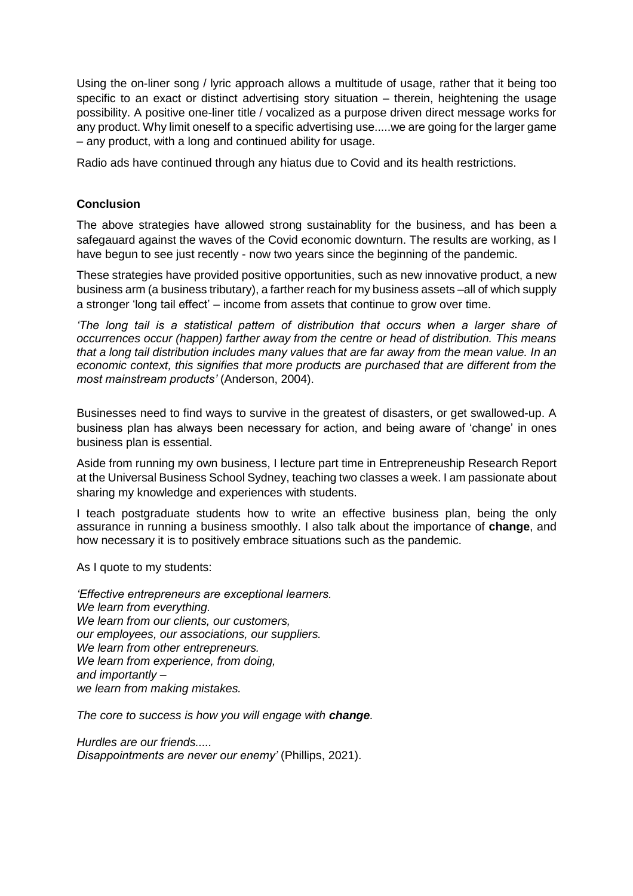Using the on-liner song / lyric approach allows a multitude of usage, rather that it being too specific to an exact or distinct advertising story situation – therein, heightening the usage possibility. A positive one-liner title / vocalized as a purpose driven direct message works for any product. Why limit oneself to a specific advertising use.....we are going for the larger game – any product, with a long and continued ability for usage.

Radio ads have continued through any hiatus due to Covid and its health restrictions.

**Conclusion**

The above strategies have allowed strong sustainablity for the business, and has been a safegauard against the waves of the Covid economic downturn. The results are working, as I have begun to see just recently - now two years since the beginning of the pandemic.

These strategies have provided positive opportunities, such as new innovative product, a new business arm (a business tributary), a farther reach for my business assets –all of which supply a stronger 'long tail effect' – income from assets that continue to grow over time.

*'The long tail is a statistical pattern of distribution that occurs when a larger share of occurrences occur (happen) farther away from the centre or head of distribution. This means that a long tail distribution includes many values that are far away from the mean value. In an economic context, this signifies that more products are purchased that are different from the most mainstream products'* (Anderson, 2004).

Businesses need to find ways to survive in the greatest of disasters, or get swallowed-up. A business plan has always been necessary for action, and being aware of 'change' in ones business plan is essential.

Aside from running my own business, I lecture part time in Entrepreneuship Research Report at the Universal Business School Sydney, teaching two classes a week. I am passionate about sharing my knowledge and experiences with students.

I teach postgraduate students how to write an effective business plan, being the only assurance in running a business smoothly. I also talk about the importance of **change**, and how necessary it is to positively embrace situations such as the pandemic.

As I quote to my students:

*'Effective entrepreneurs are exceptional learners.*
*We learn from everything.*
*We learn from our clients, our customers,*
*our employees, our associations, our suppliers.*
*We learn from other entrepreneurs.*
*We learn from experience, from doing,*
*and importantly –*
*we learn from making mistakes.*

*The core to success is how you will engage with **change**.*

*Hurdles are our friends.....*
*Disappointments are never our enemy'* (Phillips, 2021).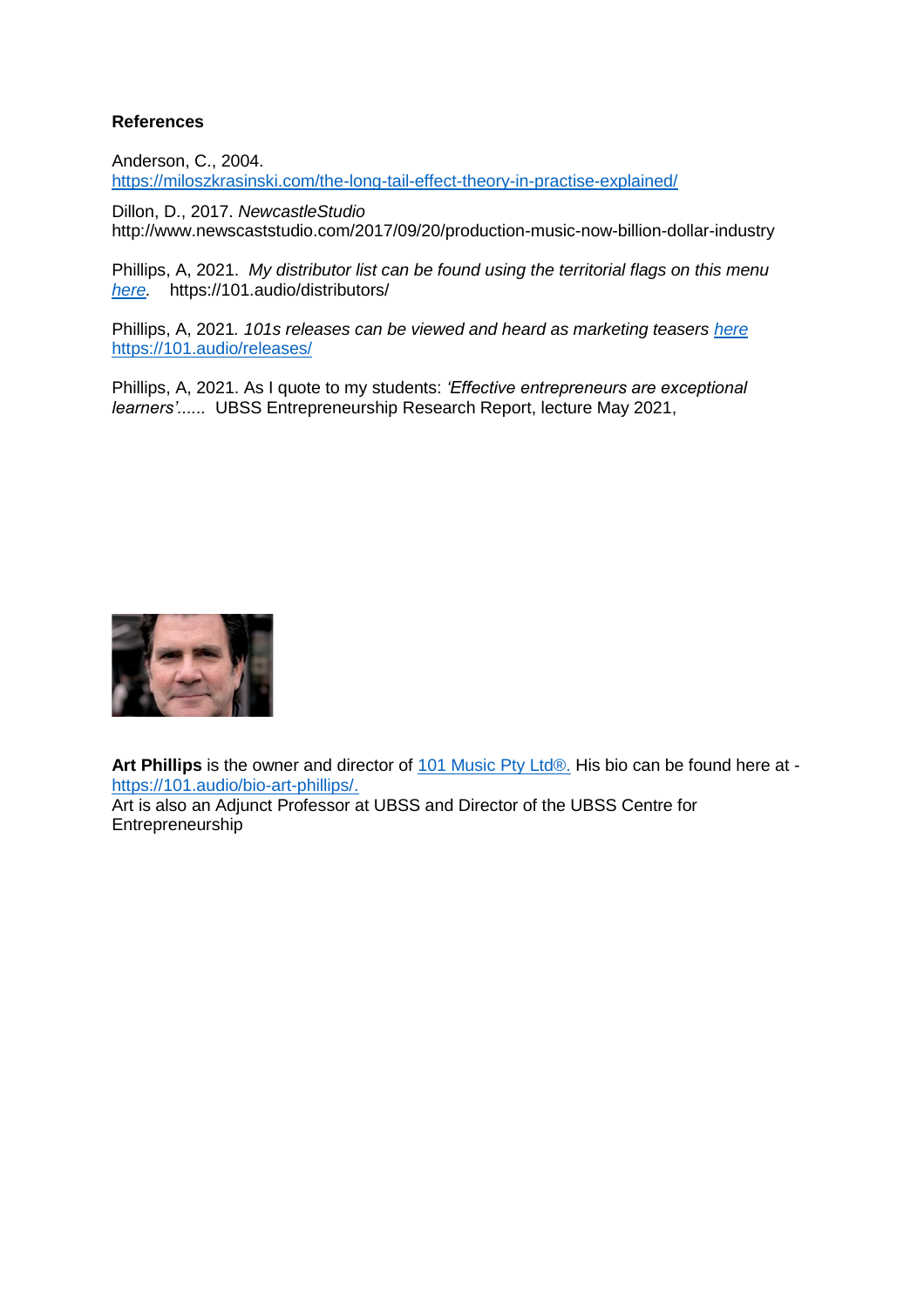**References**

Anderson, C., 2004. https://miloszkrasinski.com/the-long-tail-effect-theory-in-practise-explained/

Dillon, D., 2017. *NewcastleStudio* http://www.newscaststudio.com/2017/09/20/production-music-now-billion-dollar-industry

Phillips, A, 2021. *My distributor list can be found using the territorial flags on this menu here.* https://101.audio/distributors/

Phillips, A, 2021. *101s releases can be viewed and heard as marketing teasers here* https://101.audio/releases/

Phillips, A, 2021. As I quote to my students: *'Effective entrepreneurs are exceptional learners'......* UBSS Entrepreneurship Research Report, lecture May 2021,

**Art Phillips** is the owner and director of 101 Music Pty Ltd®. His bio can be found here at - https://101.audio/bio-art-phillips/.
Art is also an Adjunct Professor at UBSS and Director of the UBSS Centre for Entrepreneurship